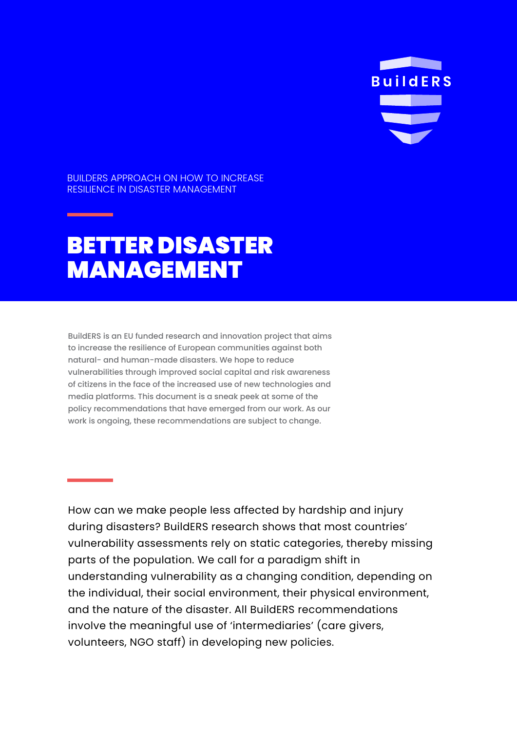BuildERS

BUILDERS APPROACH ON HOW TO INCREASE RESILIENCE IN DISASTER MANAGEMENT

# BETTER DISASTER MANAGEMENT

BuildERS is an EU funded research and innovation project that aims to increase the resilience of European communities against both natural- and human-made disasters. We hope to reduce vulnerabilities through improved social capital and risk awareness of citizens in the face of the increased use of new technologies and media platforms. This document is a sneak peek at some of the policy recommendations that have emerged from our work. As our work is ongoing, these recommendations are subject to change.

How can we make people less affected by hardship and injury during disasters? BuildERS research shows that most countries' vulnerability assessments rely on static categories, thereby missing parts of the population. We call for a paradigm shift in understanding vulnerability as a changing condition, depending on the individual, their social environment, their physical environment, and the nature of the disaster. All BuildERS recommendations involve the meaningful use of 'intermediaries' (care givers, volunteers, NGO staff) in developing new policies.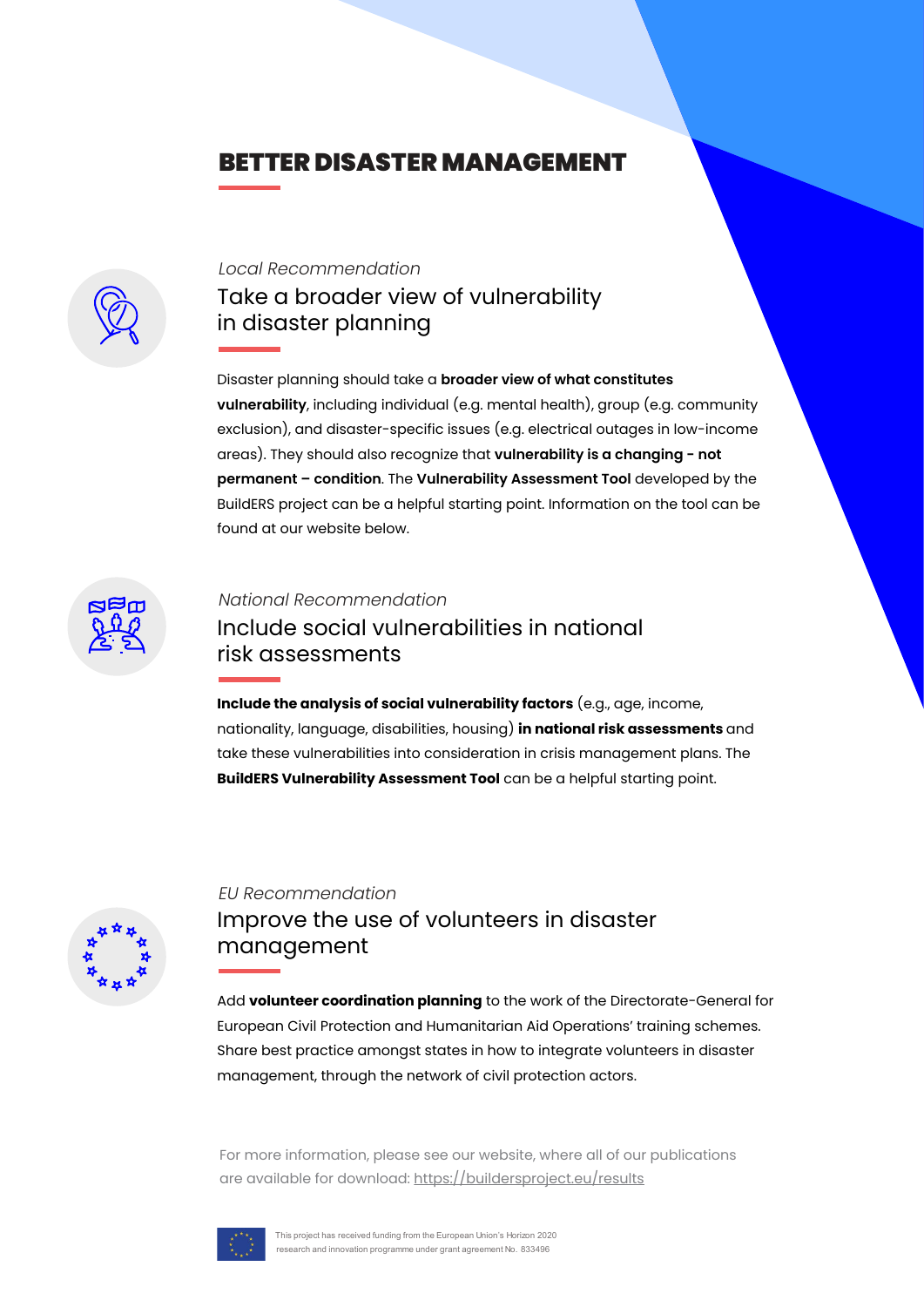# BETTER DISASTER MANAGEMENT

*Local Recommendation*

## Take a broader view of vulnerability in disaster planning

Disaster planning should take a **broader view of what constitutes vulnerability**, including individual (e.g. mental health), group (e.g. community exclusion), and disaster-specific issues (e.g. electrical outages in low-income areas). They should also recognize that **vulnerability is a changing - not permanent – condition**. The **Vulnerability Assessment Tool** developed by the BuildERS project can be a helpful starting point. Information on the tool can be found at our website below.

*National Recommendation*

## Include social vulnerabilities in national risk assessments

**Include the analysis of social vulnerability factors** (e.g., age, income, nationality, language, disabilities, housing) **in national risk assessments** and take these vulnerabilities into consideration in crisis management plans. The **BuildERS Vulnerability Assessment Tool** can be a helpful starting point.

*EU Recommendation*

## Improve the use of volunteers in disaster management

Add **volunteer coordination planning** to the work of the Directorate-General for European Civil Protection and Humanitarian Aid Operations' training schemes. Share best practice amongst states in how to integrate volunteers in disaster management, through the network of civil protection actors.

For more information, please see our website, where all of our publications are available for download: https://buildersproject.eu/results

This project has received funding from the European Union's Horizon 2020 research and innovation programme under grant agreement No. 833496